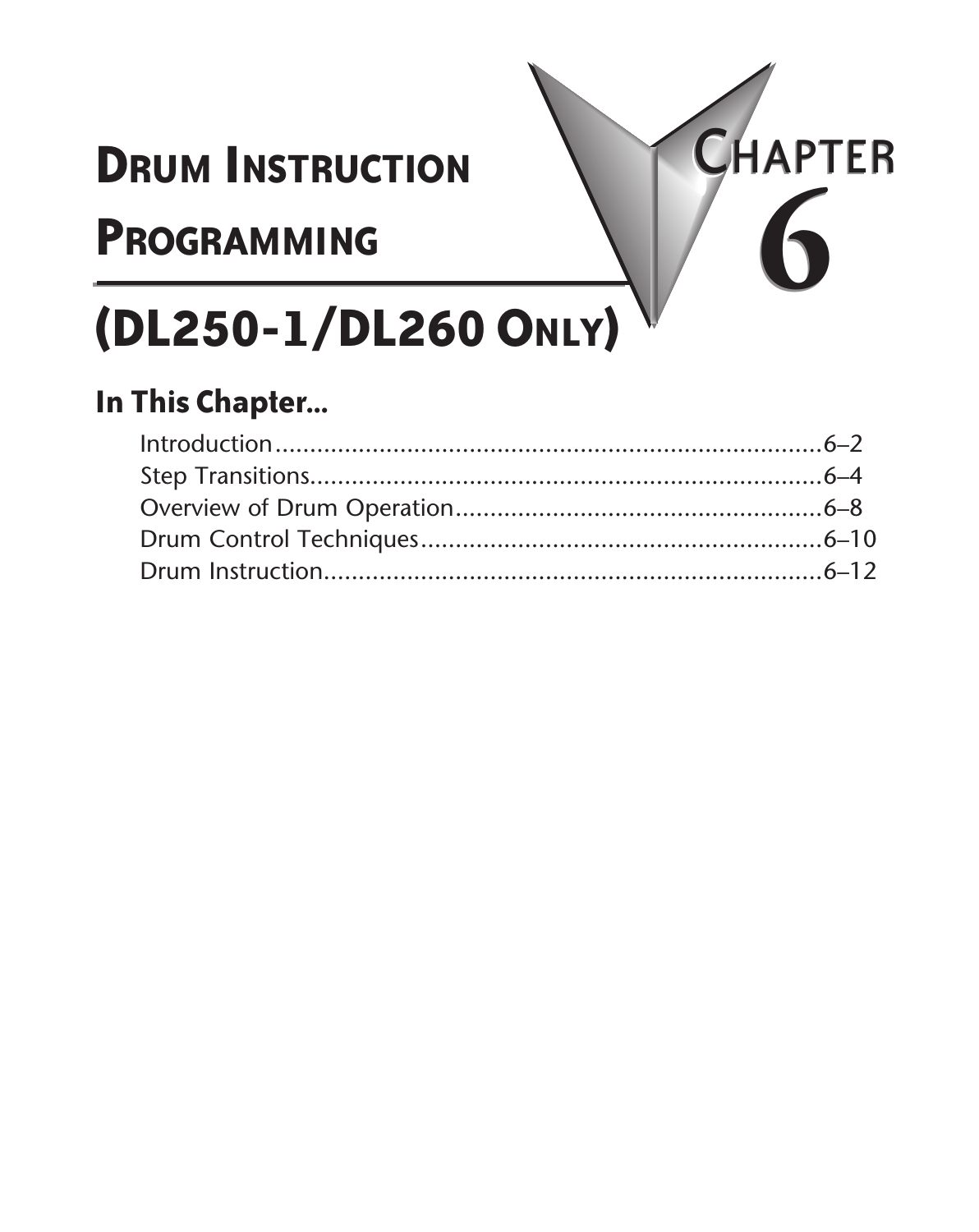# Drum Instruction Programming (DL250-1/DL260 Only)

# Chapter 6

## In This Chapter...

- Introduction ....................................................................6–2
- Step Transitions..............................................................6–4
- Overview of Drum Operation........................................6–8
- Drum Control Techniques ............................................6–10
- Drum Instruction............................................................6–12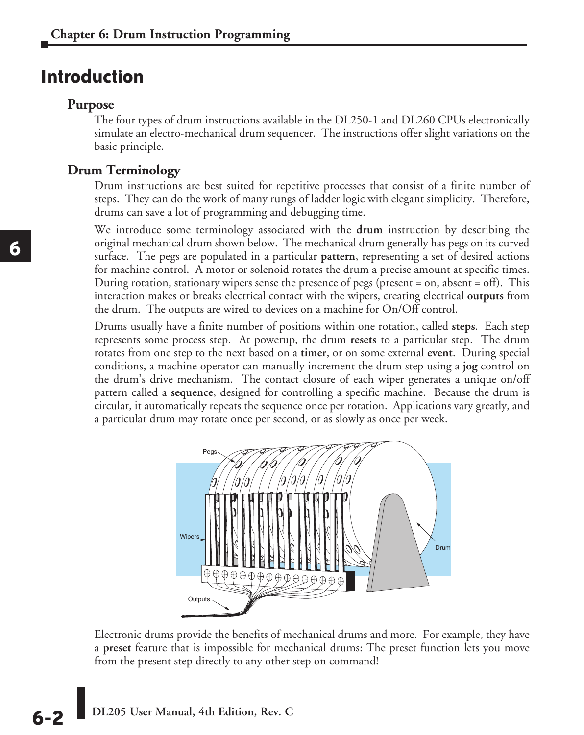# Introduction

## Purpose

The four types of drum instructions available in the DL250-1 and DL260 CPUs electronically simulate an electro-mechanical drum sequencer. The instructions offer slight variations on the basic principle.

## Drum Terminology

Drum instructions are best suited for repetitive processes that consist of a finite number of steps. They can do the work of many rungs of ladder logic with elegant simplicity. Therefore, drums can save a lot of programming and debugging time.

We introduce some terminology associated with the **drum** instruction by describing the original mechanical drum shown below. The mechanical drum generally has pegs on its curved surface. The pegs are populated in a particular **pattern**, representing a set of desired actions for machine control. A motor or solenoid rotates the drum a precise amount at specific times. During rotation, stationary wipers sense the presence of pegs (present = on, absent = off). This interaction makes or breaks electrical contact with the wipers, creating electrical **outputs** from the drum. The outputs are wired to devices on a machine for On/Off control.

Drums usually have a finite number of positions within one rotation, called **steps**. Each step represents some process step. At powerup, the drum **resets** to a particular step. The drum rotates from one step to the next based on a **timer**, or on some external **event**. During special conditions, a machine operator can manually increment the drum step using a **jog** control on the drum's drive mechanism. The contact closure of each wiper generates a unique on/off pattern called a **sequence**, designed for controlling a specific machine. Because the drum is circular, it automatically repeats the sequence once per rotation. Applications vary greatly, and a particular drum may rotate once per second, or as slowly as once per week.

Electronic drums provide the benefits of mechanical drums and more. For example, they have a **preset** feature that is impossible for mechanical drums: The preset function lets you move from the present step directly to any other step on command!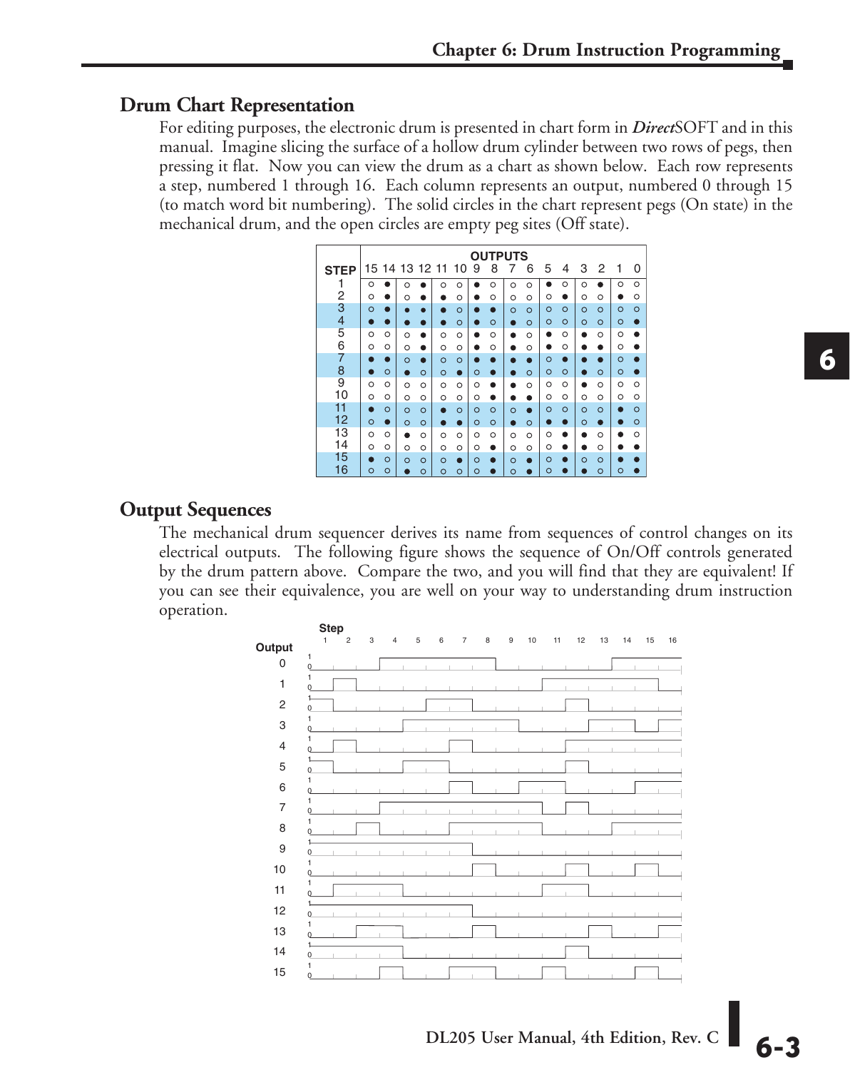## Drum Chart Representation

For editing purposes, the electronic drum is presented in chart form in ***Direct***SOFT and in this manual. Imagine slicing the surface of a hollow drum cylinder between two rows of pegs, then pressing it flat. Now you can view the drum as a chart as shown below. Each row represents a step, numbered 1 through 16. Each column represents an output, numbered 0 through 15 (to match word bit numbering). The solid circles in the chart represent pegs (On state) in the mechanical drum, and the open circles are empty peg sites (Off state).

| STEP | OUTPUTS 15 | 14 | 13 | 12 | 11 | 10 | 9 | 8 | 7 | 6 | 5 | 4 | 3 | 2 | 1 | 0 |
|---|---|---|---|---|---|---|---|---|---|---|---|---|---|---|---|---|
| 1 | ○ | ● | ○ | ● | ○ | ○ | ● | ○ | ○ | ○ | ● | ○ | ○ | ● | ○ | ○ |
| 2 | ○ | ● | ○ | ● | ● | ○ | ● | ○ | ○ | ○ | ○ | ● | ○ | ○ | ● | ○ |
| 3 | ○ | ● | ● | ● | ● | ○ | ● | ● | ○ | ○ | ○ | ○ | ○ | ○ | ○ | ○ |
| 4 | ● | ● | ● | ● | ● | ○ | ● | ○ | ● | ○ | ○ | ○ | ○ | ○ | ○ | ● |
| 5 | ○ | ○ | ○ | ● | ○ | ○ | ● | ○ | ● | ○ | ● | ○ | ● | ○ | ○ | ● |
| 6 | ○ | ○ | ○ | ● | ○ | ○ | ● | ○ | ● | ○ | ● | ○ | ● | ● | ○ | ● |
| 7 | ● | ● | ○ | ● | ○ | ○ | ● | ● | ● | ● | ○ | ● | ● | ● | ○ | ● |
| 8 | ● | ○ | ● | ○ | ○ | ● | ○ | ● | ● | ○ | ○ | ○ | ● | ○ | ○ | ● |
| 9 | ○ | ○ | ○ | ○ | ○ | ○ | ○ | ● | ● | ○ | ○ | ○ | ● | ○ | ○ | ○ |
| 10 | ○ | ○ | ○ | ○ | ○ | ○ | ○ | ● | ● | ● | ○ | ○ | ○ | ○ | ○ | ○ |
| 11 | ● | ○ | ○ | ○ | ● | ○ | ○ | ○ | ○ | ● | ○ | ○ | ○ | ○ | ● | ○ |
| 12 | ○ | ● | ○ | ○ | ● | ● | ○ | ○ | ● | ○ | ● | ● | ○ | ● | ● | ○ |
| 13 | ○ | ○ | ● | ○ | ○ | ○ | ○ | ○ | ○ | ○ | ○ | ● | ● | ○ | ● | ○ |
| 14 | ○ | ○ | ○ | ○ | ○ | ○ | ○ | ● | ○ | ○ | ○ | ● | ● | ○ | ● | ● |
| 15 | ● | ○ | ○ | ○ | ○ | ● | ○ | ● | ○ | ● | ○ | ● | ○ | ○ | ● | ● |
| 16 | ○ | ○ | ● | ○ | ○ | ○ | ○ | ● | ○ | ● | ○ | ● | ● | ○ | ○ | ● |

## Output Sequences

The mechanical drum sequencer derives its name from sequences of control changes on its electrical outputs. The following figure shows the sequence of On/Off controls generated by the drum pattern above. Compare the two, and you will find that they are equivalent! If you can see their equivalence, you are well on your way to understanding drum instruction operation.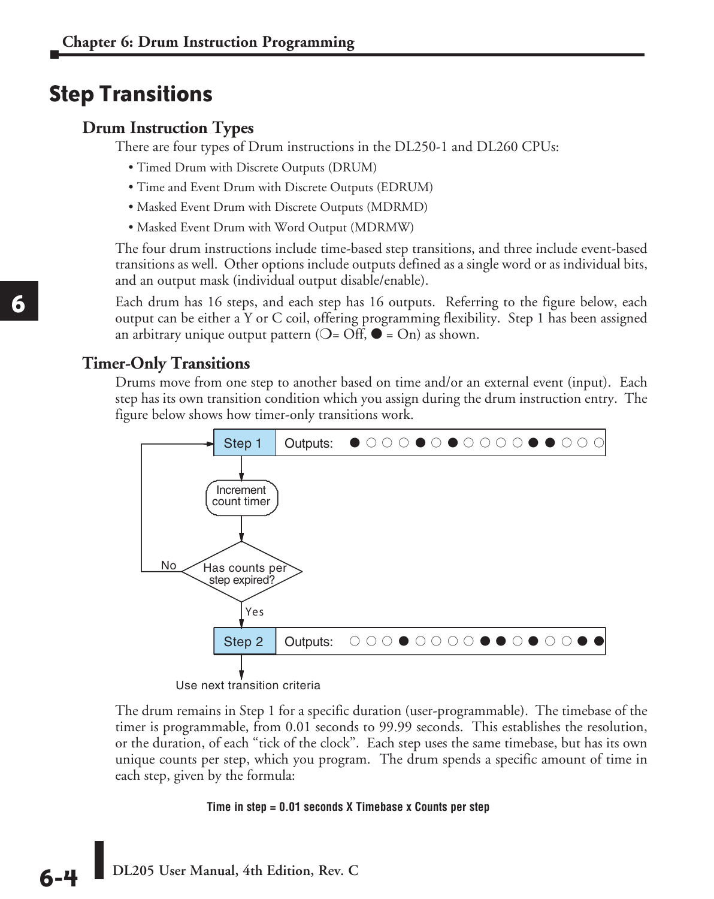# Step Transitions

## Drum Instruction Types

There are four types of Drum instructions in the DL250-1 and DL260 CPUs:

- Timed Drum with Discrete Outputs (DRUM)
- Time and Event Drum with Discrete Outputs (EDRUM)
- Masked Event Drum with Discrete Outputs (MDRMD)
- Masked Event Drum with Word Output (MDRMW)

The four drum instructions include time-based step transitions, and three include event-based transitions as well. Other options include outputs defined as a single word or as individual bits, and an output mask (individual output disable/enable).

Each drum has 16 steps, and each step has 16 outputs. Referring to the figure below, each output can be either a Y or C coil, offering programming flexibility. Step 1 has been assigned an arbitrary unique output pattern (❍= Off, ● = On) as shown.

## Timer-Only Transitions

Drums move from one step to another based on time and/or an external event (input). Each step has its own transition condition which you assign during the drum instruction entry. The figure below shows how timer-only transitions work.

Step 1 Outputs: ● ○ ○ ○ ● ○ ● ○ ○ ○ ○ ○ ● ● ○ ○ ○

Increment count timer

Has counts per step expired? No / Yes

Step 2 Outputs: ○ ○ ○ ● ○ ○ ○ ○ ● ● ○ ● ○ ○ ● ●

Use next transition criteria

The drum remains in Step 1 for a specific duration (user-programmable). The timebase of the timer is programmable, from 0.01 seconds to 99.99 seconds. This establishes the resolution, or the duration, of each "tick of the clock". Each step uses the same timebase, but has its own unique counts per step, which you program. The drum spends a specific amount of time in each step, given by the formula:

**Time in step = 0.01 seconds X Timebase x Counts per step**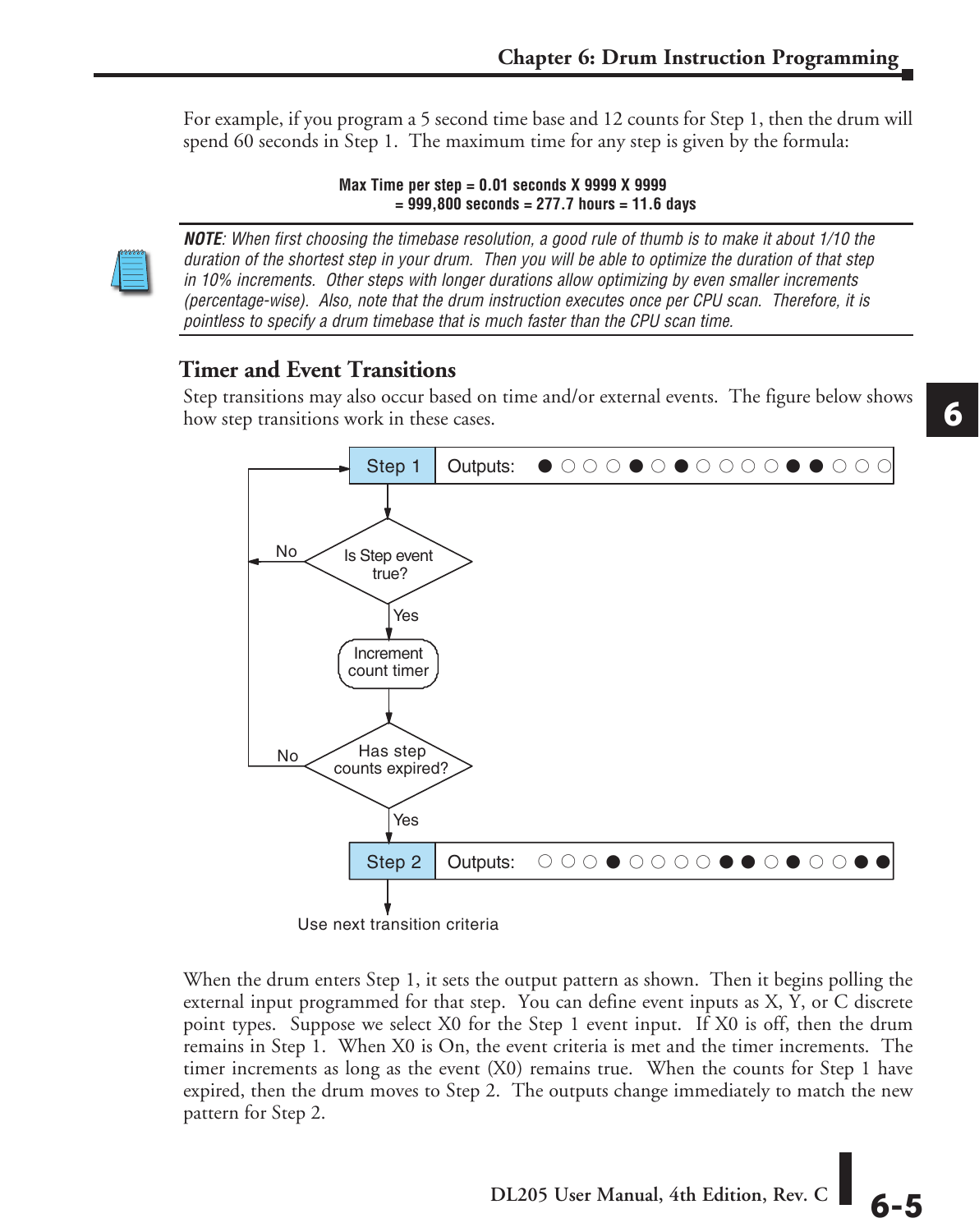For example, if you program a 5 second time base and 12 counts for Step 1, then the drum will spend 60 seconds in Step 1. The maximum time for any step is given by the formula:

**Max Time per step = 0.01 seconds X 9999 X 9999**
**= 999,800 seconds = 277.7 hours = 11.6 days**

***NOTE**: When first choosing the timebase resolution, a good rule of thumb is to make it about 1/10 the duration of the shortest step in your drum. Then you will be able to optimize the duration of that step in 10% increments. Other steps with longer durations allow optimizing by even smaller increments (percentage-wise). Also, note that the drum instruction executes once per CPU scan. Therefore, it is pointless to specify a drum timebase that is much faster than the CPU scan time.*

## Timer and Event Transitions

Step transitions may also occur based on time and/or external events. The figure below shows how step transitions work in these cases.

Step 1 Outputs: ● ○ ○ ○ ● ○ ● ○ ○ ○ ○ ● ● ○ ○ ○

Is Step event true? — No (return to Step 1) / Yes

Increment count timer

Has step counts expired? — No (return to Step 1) / Yes

Step 2 Outputs: ○ ○ ○ ● ○ ○ ○ ○ ● ● ○ ● ○ ○ ● ●

Use next transition criteria

When the drum enters Step 1, it sets the output pattern as shown. Then it begins polling the external input programmed for that step. You can define event inputs as X, Y, or C discrete point types. Suppose we select X0 for the Step 1 event input. If X0 is off, then the drum remains in Step 1. When X0 is On, the event criteria is met and the timer increments. The timer increments as long as the event (X0) remains true. When the counts for Step 1 have expired, then the drum moves to Step 2. The outputs change immediately to match the new pattern for Step 2.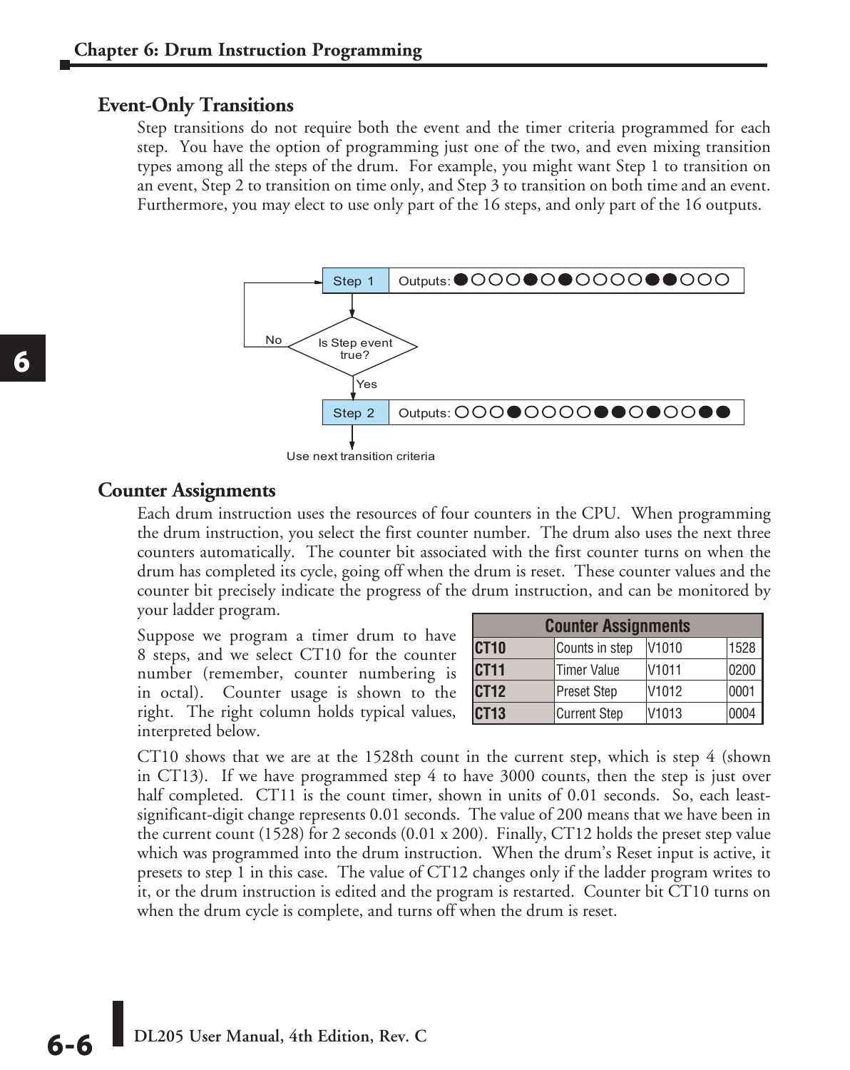## Event-Only Transitions

Step transitions do not require both the event and the timer criteria programmed for each step. You have the option of programming just one of the two, and even mixing transition types among all the steps of the drum. For example, you might want Step 1 to transition on an event, Step 2 to transition on time only, and Step 3 to transition on both time and an event. Furthermore, you may elect to use only part of the 16 steps, and only part of the 16 outputs.

Step 1 Outputs: ●○○○●○●○○○○●●○○○

Is Step event true? — No (return to Step 1) / Yes

Step 2 Outputs: ○○○●○○○○●●○●○○●●

Use next transition criteria

## Counter Assignments

Each drum instruction uses the resources of four counters in the CPU. When programming the drum instruction, you select the first counter number. The drum also uses the next three counters automatically. The counter bit associated with the first counter turns on when the drum has completed its cycle, going off when the drum is reset. These counter values and the counter bit precisely indicate the progress of the drum instruction, and can be monitored by your ladder program.

Suppose we program a timer drum to have 8 steps, and we select CT10 for the counter number (remember, counter numbering is in octal). Counter usage is shown to the right. The right column holds typical values, interpreted below.

| Counter Assignments | | | |
|---|---|---|---|
| **CT10** | Counts in step | V1010 | 1528 |
| **CT11** | Timer Value | V1011 | 0200 |
| **CT12** | Preset Step | V1012 | 0001 |
| **CT13** | Current Step | V1013 | 0004 |

CT10 shows that we are at the 1528th count in the current step, which is step 4 (shown in CT13). If we have programmed step 4 to have 3000 counts, then the step is just over half completed. CT11 is the count timer, shown in units of 0.01 seconds. So, each least-significant-digit change represents 0.01 seconds. The value of 200 means that we have been in the current count (1528) for 2 seconds (0.01 x 200). Finally, CT12 holds the preset step value which was programmed into the drum instruction. When the drum's Reset input is active, it presets to step 1 in this case. The value of CT12 changes only if the ladder program writes to it, or the drum instruction is edited and the program is restarted. Counter bit CT10 turns on when the drum cycle is complete, and turns off when the drum is reset.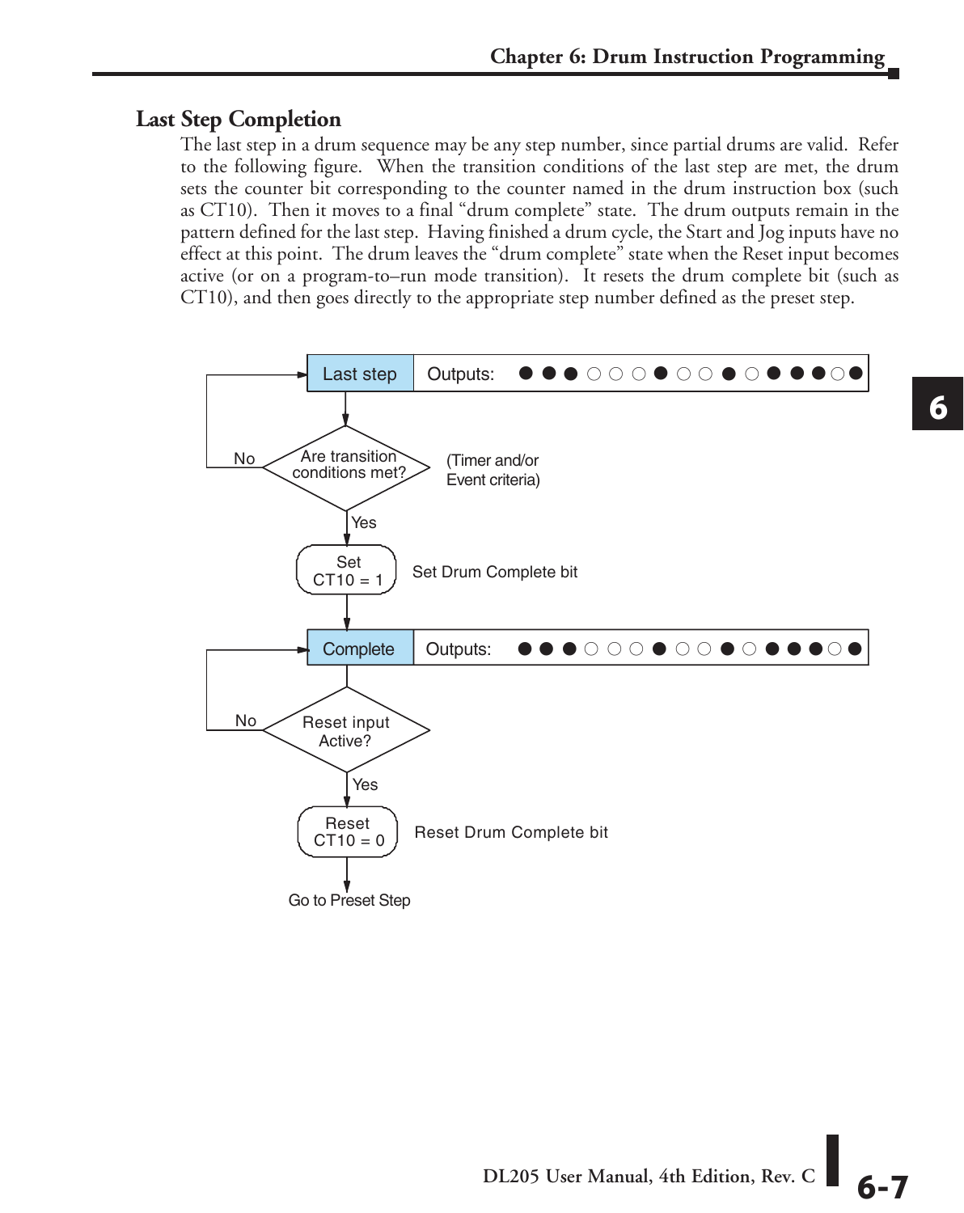## Last Step Completion

The last step in a drum sequence may be any step number, since partial drums are valid. Refer to the following figure. When the transition conditions of the last step are met, the drum sets the counter bit corresponding to the counter named in the drum instruction box (such as CT10). Then it moves to a final "drum complete" state. The drum outputs remain in the pattern defined for the last step. Having finished a drum cycle, the Start and Jog inputs have no effect at this point. The drum leaves the "drum complete" state when the Reset input becomes active (or on a program–to–run mode transition). It resets the drum complete bit (such as CT10), and then goes directly to the appropriate step number defined as the preset step.

Last step — Outputs: ● ● ● ○ ○ ○ ● ○ ○ ● ○ ● ● ● ○ ●

Are transition conditions met? (Timer and/or Event criteria)

No → Last step

Yes → Set CT10 = 1 — Set Drum Complete bit

Complete — Outputs: ● ● ● ○ ○ ○ ● ○ ○ ● ○ ● ● ● ○ ●

Reset input Active?

No → Complete

Yes → Reset CT10 = 0 — Reset Drum Complete bit

Go to Preset Step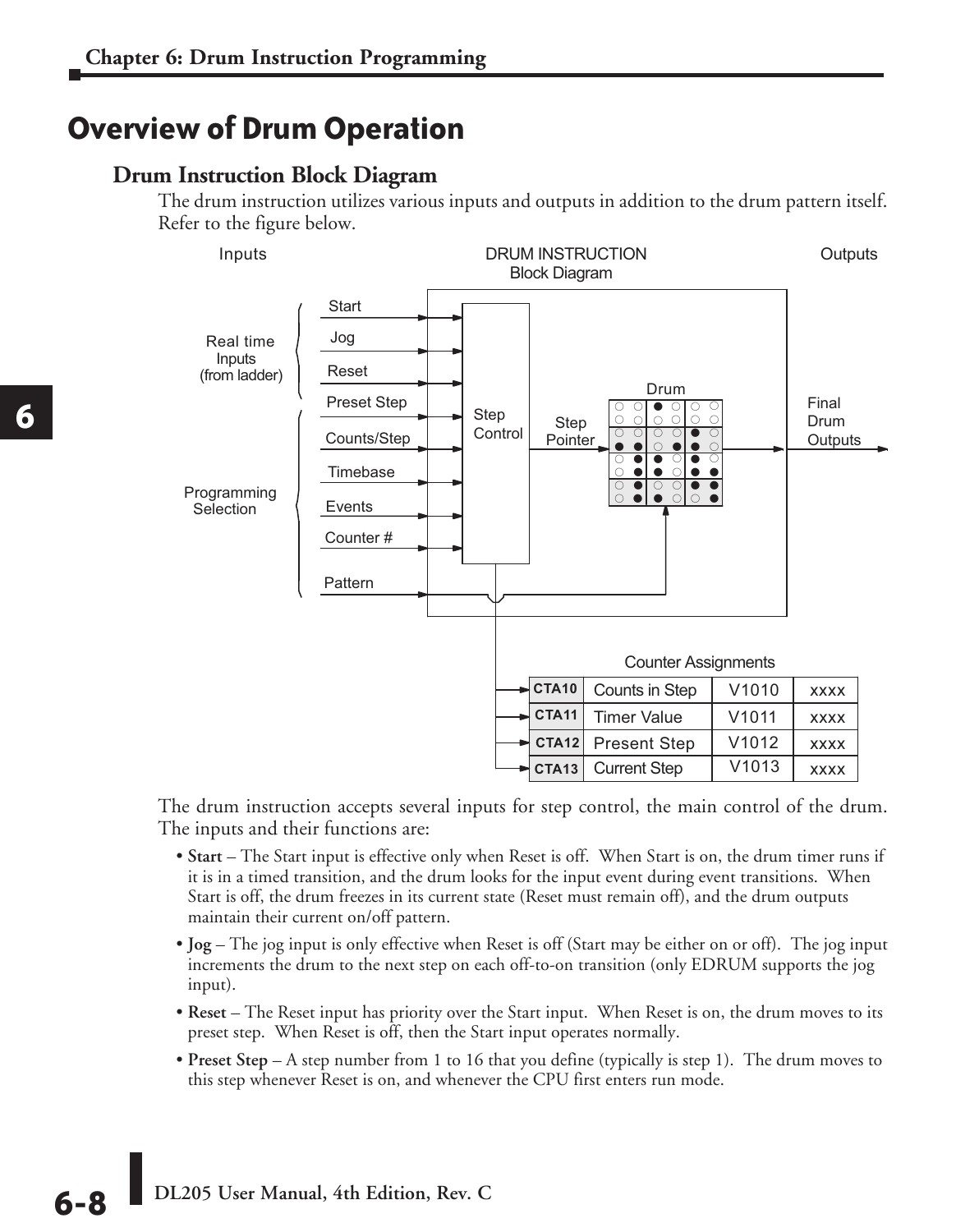# Overview of Drum Operation

## Drum Instruction Block Diagram

The drum instruction utilizes various inputs and outputs in addition to the drum pattern itself. Refer to the figure below.

Inputs — DRUM INSTRUCTION Block Diagram — Outputs

Real time Inputs (from ladder): Start, Jog, Reset

Programming Selection: Preset Step, Counts/Step, Timebase, Events, Counter #, Pattern

Step Control → Step Pointer → Drum → Final Drum Outputs

Counter Assignments

| | | | |
|---|---|---|---|
| CTA10 | Counts in Step | V1010 | xxxx |
| CTA11 | Timer Value | V1011 | xxxx |
| CTA12 | Present Step | V1012 | xxxx |
| CTA13 | Current Step | V1013 | xxxx |

The drum instruction accepts several inputs for step control, the main control of the drum. The inputs and their functions are:

- **Start** – The Start input is effective only when Reset is off. When Start is on, the drum timer runs if it is in a timed transition, and the drum looks for the input event during event transitions. When Start is off, the drum freezes in its current state (Reset must remain off), and the drum outputs maintain their current on/off pattern.
- **Jog** – The jog input is only effective when Reset is off (Start may be either on or off). The jog input increments the drum to the next step on each off-to-on transition (only EDRUM supports the jog input).
- **Reset** – The Reset input has priority over the Start input. When Reset is on, the drum moves to its preset step. When Reset is off, then the Start input operates normally.
- **Preset Step** – A step number from 1 to 16 that you define (typically is step 1). The drum moves to this step whenever Reset is on, and whenever the CPU first enters run mode.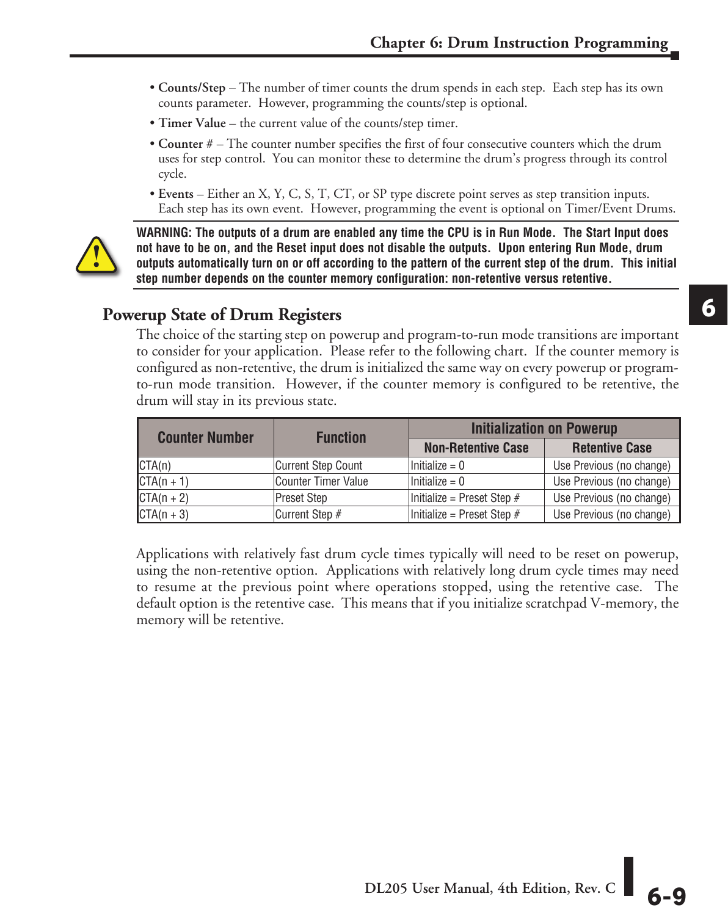- **Counts/Step** – The number of timer counts the drum spends in each step. Each step has its own counts parameter. However, programming the counts/step is optional.
- **Timer Value** – the current value of the counts/step timer.
- **Counter #** – The counter number specifies the first of four consecutive counters which the drum uses for step control. You can monitor these to determine the drum's progress through its control cycle.
- **Events** – Either an X, Y, C, S, T, CT, or SP type discrete point serves as step transition inputs. Each step has its own event. However, programming the event is optional on Timer/Event Drums.

**WARNING: The outputs of a drum are enabled any time the CPU is in Run Mode. The Start Input does not have to be on, and the Reset input does not disable the outputs. Upon entering Run Mode, drum outputs automatically turn on or off according to the pattern of the current step of the drum. This initial step number depends on the counter memory configuration: non-retentive versus retentive.**

## Powerup State of Drum Registers

The choice of the starting step on powerup and program-to-run mode transitions are important to consider for your application. Please refer to the following chart. If the counter memory is configured as non-retentive, the drum is initialized the same way on every powerup or program-to-run mode transition. However, if the counter memory is configured to be retentive, the drum will stay in its previous state.

| Counter Number | Function | Initialization on Powerup | |
|---|---|---|---|
| | | Non-Retentive Case | Retentive Case |
| CTA(n) | Current Step Count | Initialize = 0 | Use Previous (no change) |
| CTA(n + 1) | Counter Timer Value | Initialize = 0 | Use Previous (no change) |
| CTA(n + 2) | Preset Step | Initialize = Preset Step # | Use Previous (no change) |
| CTA(n + 3) | Current Step # | Initialize = Preset Step # | Use Previous (no change) |

Applications with relatively fast drum cycle times typically will need to be reset on powerup, using the non-retentive option. Applications with relatively long drum cycle times may need to resume at the previous point where operations stopped, using the retentive case. The default option is the retentive case. This means that if you initialize scratchpad V-memory, the memory will be retentive.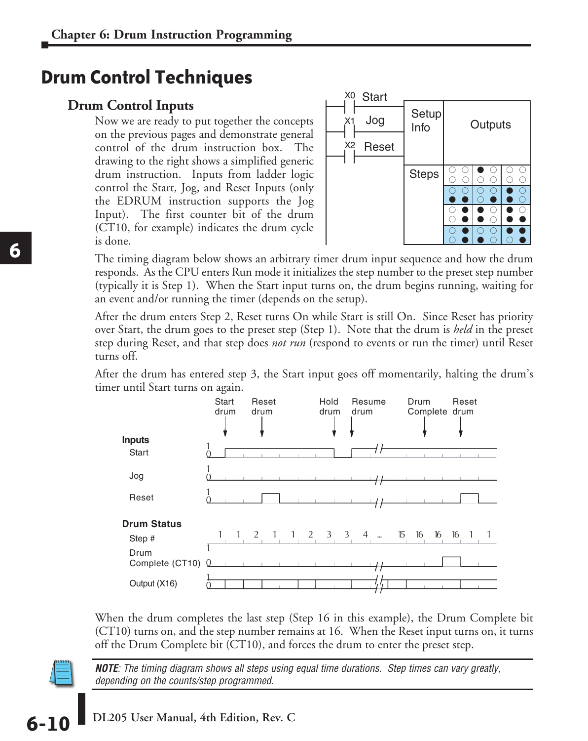# Drum Control Techniques

## Drum Control Inputs

Now we are ready to put together the concepts on the previous pages and demonstrate general control of the drum instruction box. The drawing to the right shows a simplified generic drum instruction. Inputs from ladder logic control the Start, Jog, and Reset Inputs (only the EDRUM instruction supports the Jog Input). The first counter bit of the drum (CT10, for example) indicates the drum cycle is done.

The timing diagram below shows an arbitrary timer drum input sequence and how the drum responds. As the CPU enters Run mode it initializes the step number to the preset step number (typically it is Step 1). When the Start input turns on, the drum begins running, waiting for an event and/or running the timer (depends on the setup).

After the drum enters Step 2, Reset turns On while Start is still On. Since Reset has priority over Start, the drum goes to the preset step (Step 1). Note that the drum is *held* in the preset step during Reset, and that step does *not run* (respond to events or run the timer) until Reset turns off.

After the drum has entered step 3, the Start input goes off momentarily, halting the drum's timer until Start turns on again.

When the drum completes the last step (Step 16 in this example), the Drum Complete bit (CT10) turns on, and the step number remains at 16. When the Reset input turns on, it turns off the Drum Complete bit (CT10), and forces the drum to enter the preset step.

***NOTE**: The timing diagram shows all steps using equal time durations. Step times can vary greatly, depending on the counts/step programmed.*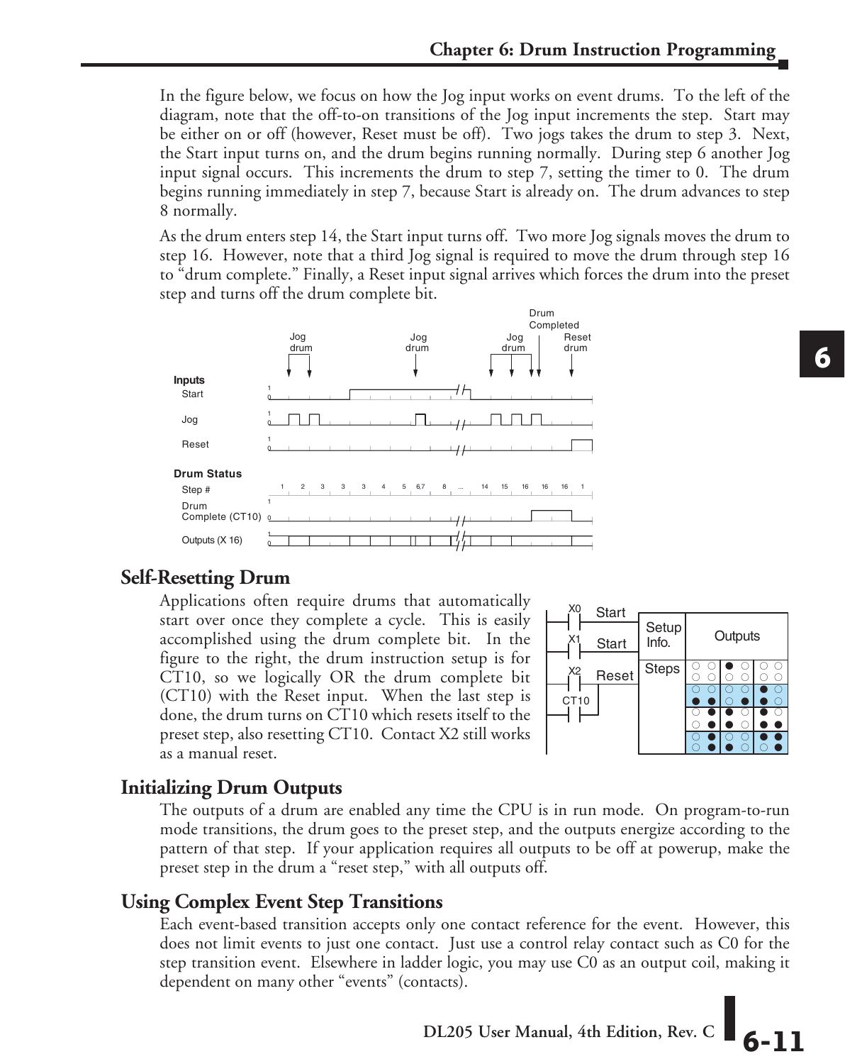In the figure below, we focus on how the Jog input works on event drums. To the left of the diagram, note that the off-to-on transitions of the Jog input increments the step. Start may be either on or off (however, Reset must be off). Two jogs takes the drum to step 3. Next, the Start input turns on, and the drum begins running normally. During step 6 another Jog input signal occurs. This increments the drum to step 7, setting the timer to 0. The drum begins running immediately in step 7, because Start is already on. The drum advances to step 8 normally.

As the drum enters step 14, the Start input turns off. Two more Jog signals moves the drum to step 16. However, note that a third Jog signal is required to move the drum through step 16 to “drum complete.” Finally, a Reset input signal arrives which forces the drum into the preset step and turns off the drum complete bit.

## Self-Resetting Drum

Applications often require drums that automatically start over once they complete a cycle. This is easily accomplished using the drum complete bit. In the figure to the right, the drum instruction setup is for CT10, so we logically OR the drum complete bit (CT10) with the Reset input. When the last step is done, the drum turns on CT10 which resets itself to the preset step, also resetting CT10. Contact X2 still works as a manual reset.

## Initializing Drum Outputs

The outputs of a drum are enabled any time the CPU is in run mode. On program-to-run mode transitions, the drum goes to the preset step, and the outputs energize according to the pattern of that step. If your application requires all outputs to be off at powerup, make the preset step in the drum a “reset step,” with all outputs off.

## Using Complex Event Step Transitions

Each event-based transition accepts only one contact reference for the event. However, this does not limit events to just one contact. Just use a control relay contact such as C0 for the step transition event. Elsewhere in ladder logic, you may use C0 as an output coil, making it dependent on many other “events” (contacts).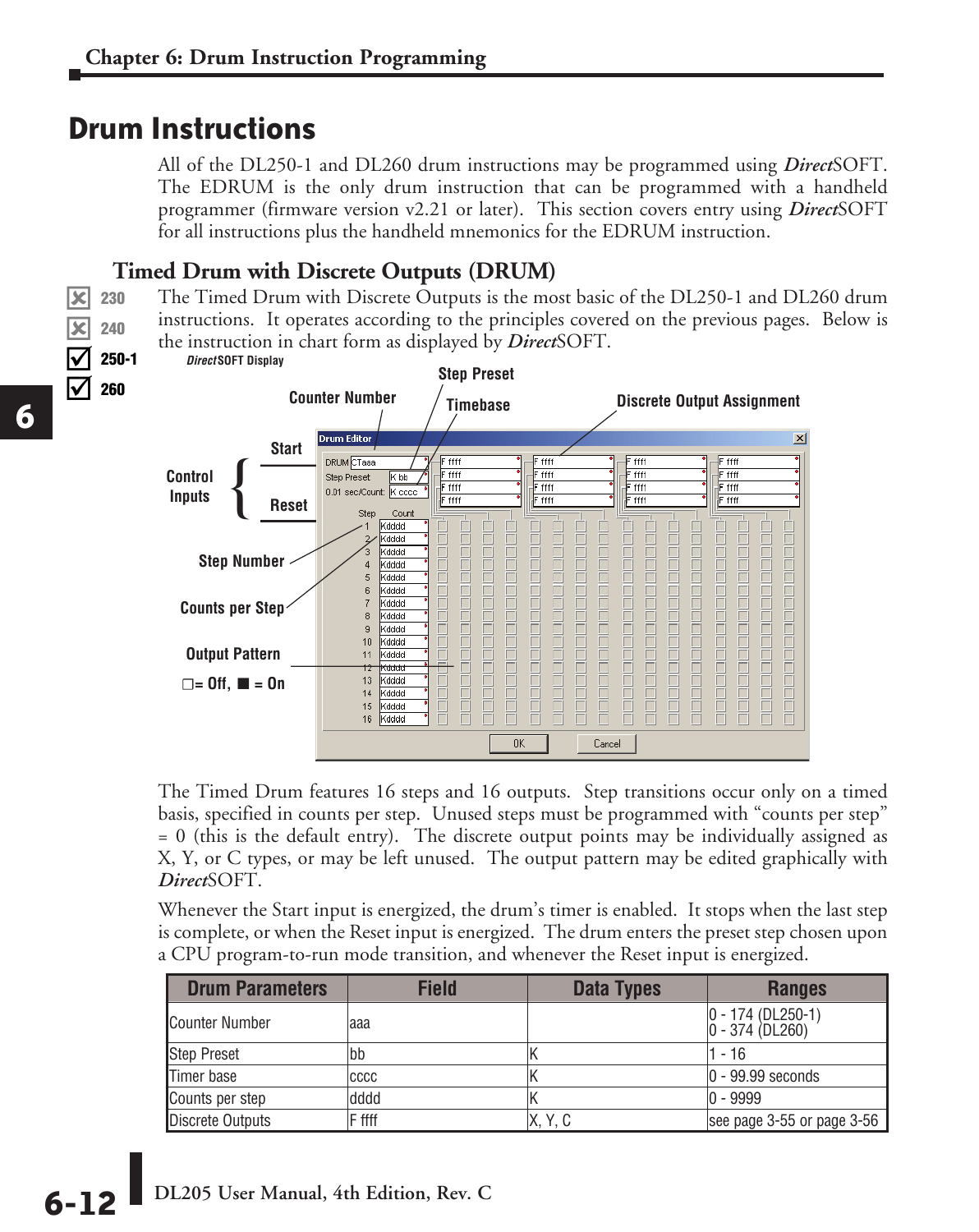# Drum Instructions

All of the DL250-1 and DL260 drum instructions may be programmed using ***Direct***SOFT. The EDRUM is the only drum instruction that can be programmed with a handheld programmer (firmware version v2.21 or later). This section covers entry using ***Direct***SOFT for all instructions plus the handheld mnemonics for the EDRUM instruction.

## Timed Drum with Discrete Outputs (DRUM)

☒ 230
☒ 240
☑ 250-1
☑ 260

The Timed Drum with Discrete Outputs is the most basic of the DL250-1 and DL260 drum instructions. It operates according to the principles covered on the previous pages. Below is the instruction in chart form as displayed by ***Direct***SOFT.

*Direct*SOFT Display

Counter Number, Step Preset, Timebase, Discrete Output Assignment, Control Inputs { Start, Reset }, Step Number, Counts per Step, Output Pattern, □= Off, ■ = On

The Timed Drum features 16 steps and 16 outputs. Step transitions occur only on a timed basis, specified in counts per step. Unused steps must be programmed with "counts per step" = 0 (this is the default entry). The discrete output points may be individually assigned as X, Y, or C types, or may be left unused. The output pattern may be edited graphically with ***Direct***SOFT.

Whenever the Start input is energized, the drum's timer is enabled. It stops when the last step is complete, or when the Reset input is energized. The drum enters the preset step chosen upon a CPU program-to-run mode transition, and whenever the Reset input is energized.

| Drum Parameters | Field | Data Types | Ranges |
|---|---|---|---|
| Counter Number | aaa | | 0 - 174 (DL250-1)<br>0 - 374 (DL260) |
| Step Preset | bb | K | 1 - 16 |
| Timer base | cccc | K | 0 - 99.99 seconds |
| Counts per step | dddd | K | 0 - 9999 |
| Discrete Outputs | F ffff | X, Y, C | see page 3-55 or page 3-56 |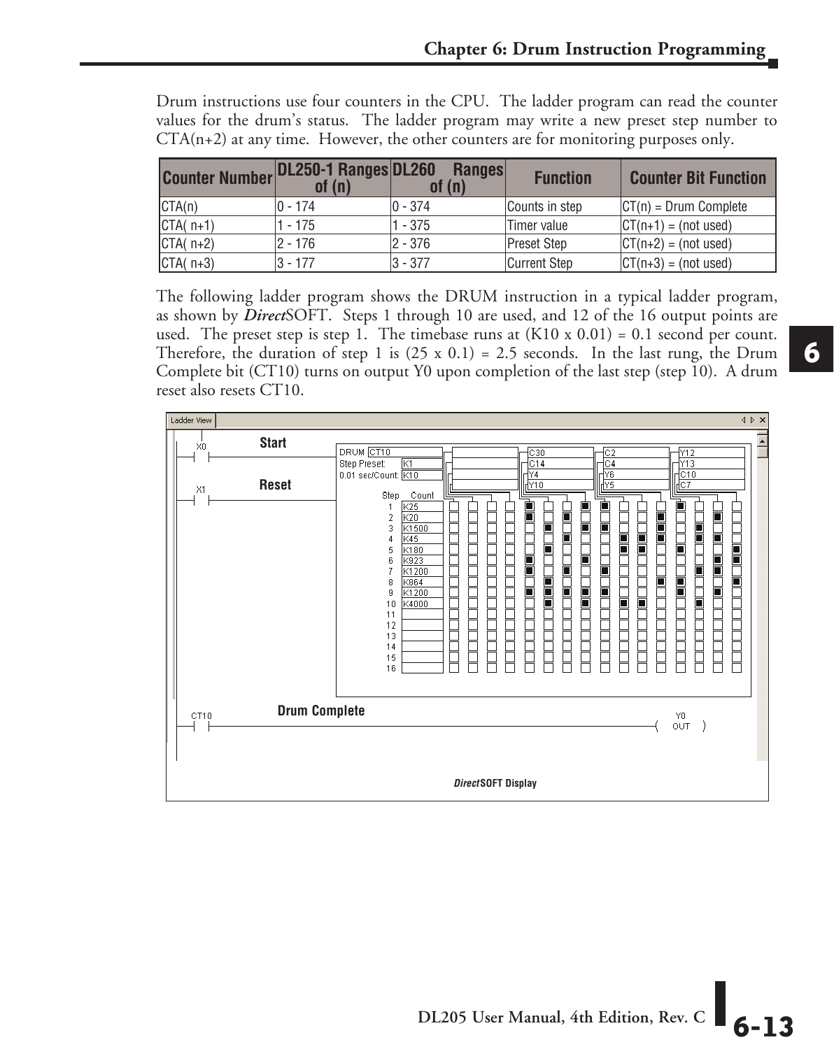Drum instructions use four counters in the CPU. The ladder program can read the counter values for the drum's status. The ladder program may write a new preset step number to CTA(n+2) at any time. However, the other counters are for monitoring purposes only.

| Counter Number | DL250-1 Ranges of (n) | DL260 Ranges of (n) | Function | Counter Bit Function |
|---|---|---|---|---|
| CTA(n) | 0 - 174 | 0 - 374 | Counts in step | CT(n) = Drum Complete |
| CTA( n+1) | 1 - 175 | 1 - 375 | Timer value | CT(n+1) = (not used) |
| CTA( n+2) | 2 - 176 | 2 - 376 | Preset Step | CT(n+2) = (not used) |
| CTA( n+3) | 3 - 177 | 3 - 377 | Current Step | CT(n+3) = (not used) |

The following ladder program shows the DRUM instruction in a typical ladder program, as shown by ***Direct***SOFT. Steps 1 through 10 are used, and 12 of the 16 output points are used. The preset step is step 1. The timebase runs at (K10 x 0.01) = 0.1 second per count. Therefore, the duration of step 1 is (25 x 0.1) = 2.5 seconds. In the last rung, the Drum Complete bit (CT10) turns on output Y0 upon completion of the last step (step 10). A drum reset also resets CT10.

Ladder View

X0 — Start

X1 — Reset

DRUM CT10
Step Preset: K1
0.01 sec/Count: K10

Outputs: C30, C14, Y4, Y10, C2, C4, Y6, Y5, Y12, Y13, C10, C7

| Step | Count |
|---|---|
| 1 | K25 |
| 2 | K20 |
| 3 | K1500 |
| 4 | K45 |
| 5 | K180 |
| 6 | K923 |
| 7 | K1200 |
| 8 | K864 |
| 9 | K1200 |
| 10 | K4000 |
| 11 | |
| 12 | |
| 13 | |
| 14 | |
| 15 | |
| 16 | |

CT10 — Drum Complete — Y0 OUT

***Direct*SOFT Display**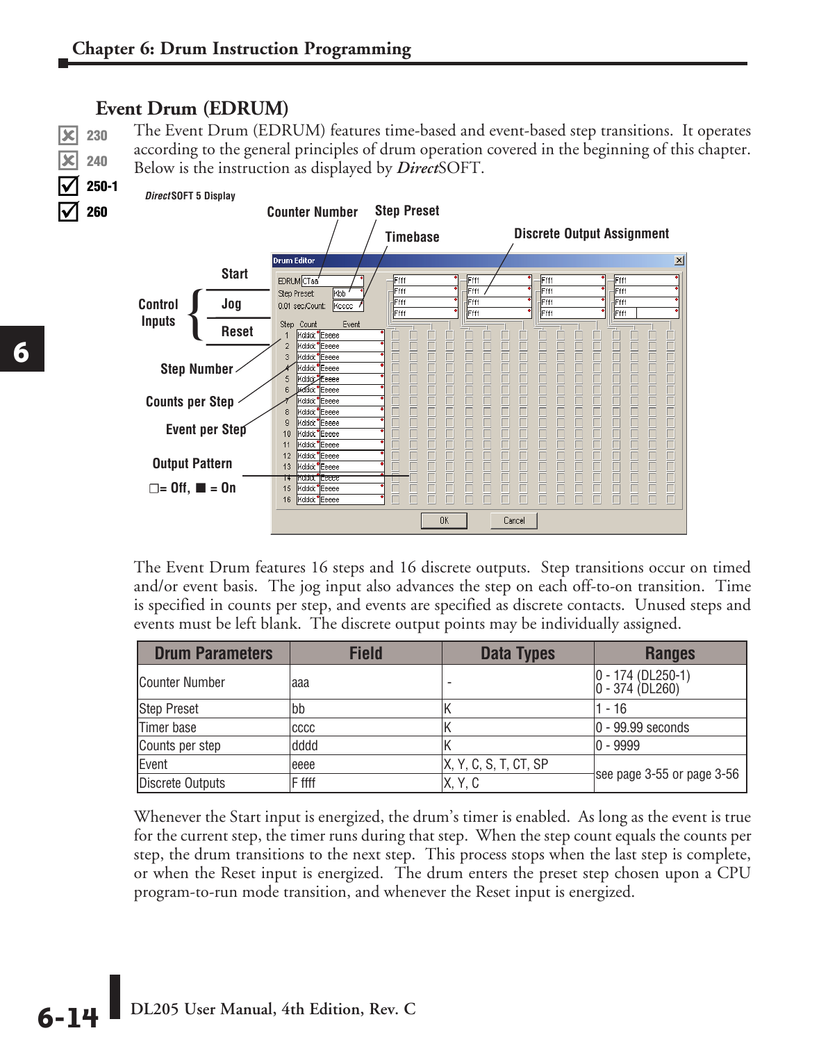## Event Drum (EDRUM)

✗ 230
✗ 240
☑ 250-1
☑ 260

The Event Drum (EDRUM) features time-based and event-based step transitions. It operates according to the general principles of drum operation covered in the beginning of this chapter. Below is the instruction as displayed by ***Direct*SOFT**.

*Direct*SOFT 5 Display

The Event Drum features 16 steps and 16 discrete outputs. Step transitions occur on timed and/or event basis. The jog input also advances the step on each off-to-on transition. Time is specified in counts per step, and events are specified as discrete contacts. Unused steps and events must be left blank. The discrete output points may be individually assigned.

| Drum Parameters | Field | Data Types | Ranges |
|---|---|---|---|
| Counter Number | aaa | - | 0 - 174 (DL250-1)<br>0 - 374 (DL260) |
| Step Preset | bb | K | 1 - 16 |
| Timer base | cccc | K | 0 - 99.99 seconds |
| Counts per step | dddd | K | 0 - 9999 |
| Event | eeee | X, Y, C, S, T, CT, SP | see page 3-55 or page 3-56 |
| Discrete Outputs | F ffff | X, Y, C | see page 3-55 or page 3-56 |

Whenever the Start input is energized, the drum's timer is enabled. As long as the event is true for the current step, the timer runs during that step. When the step count equals the counts per step, the drum transitions to the next step. This process stops when the last step is complete, or when the Reset input is energized. The drum enters the preset step chosen upon a CPU program-to-run mode transition, and whenever the Reset input is energized.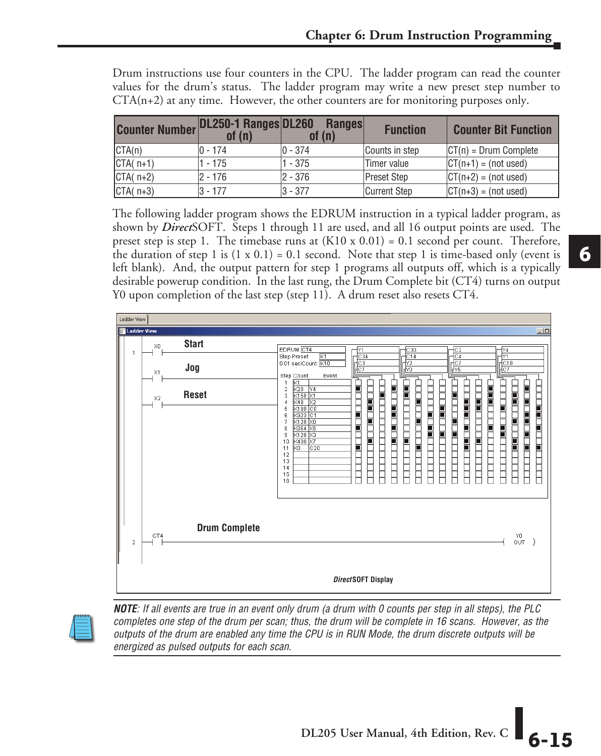Drum instructions use four counters in the CPU. The ladder program can read the counter values for the drum's status. The ladder program may write a new preset step number to CTA(n+2) at any time. However, the other counters are for monitoring purposes only.

| Counter Number | DL250-1 Ranges of (n) | DL260 Ranges of (n) | Function | Counter Bit Function |
|---|---|---|---|---|
| CTA(n) | 0 - 174 | 0 - 374 | Counts in step | CT(n) = Drum Complete |
| CTA( n+1) | 1 - 175 | 1 - 375 | Timer value | CT(n+1) = (not used) |
| CTA( n+2) | 2 - 176 | 2 - 376 | Preset Step | CT(n+2) = (not used) |
| CTA( n+3) | 3 - 177 | 3 - 377 | Current Step | CT(n+3) = (not used) |

The following ladder program shows the EDRUM instruction in a typical ladder program, as shown by ***Direct*SOFT**. Steps 1 through 11 are used, and all 16 output points are used. The preset step is step 1. The timebase runs at (K10 x 0.01) = 0.1 second per count. Therefore, the duration of step 1 is (1 x 0.1) = 0.1 second. Note that step 1 is time-based only (event is left blank). And, the output pattern for step 1 programs all outputs off, which is a typically desirable powerup condition. In the last rung, the Drum Complete bit (CT4) turns on output Y0 upon completion of the last step (step 11). A drum reset also resets CT4.

*Direct*SOFT Display

***NOTE**: If all events are true in an event only drum (a drum with 0 counts per step in all steps), the PLC completes one step of the drum per scan; thus, the drum will be complete in 16 scans. However, as the outputs of the drum are enabled any time the CPU is in RUN Mode, the drum discrete outputs will be energized as pulsed outputs for each scan.*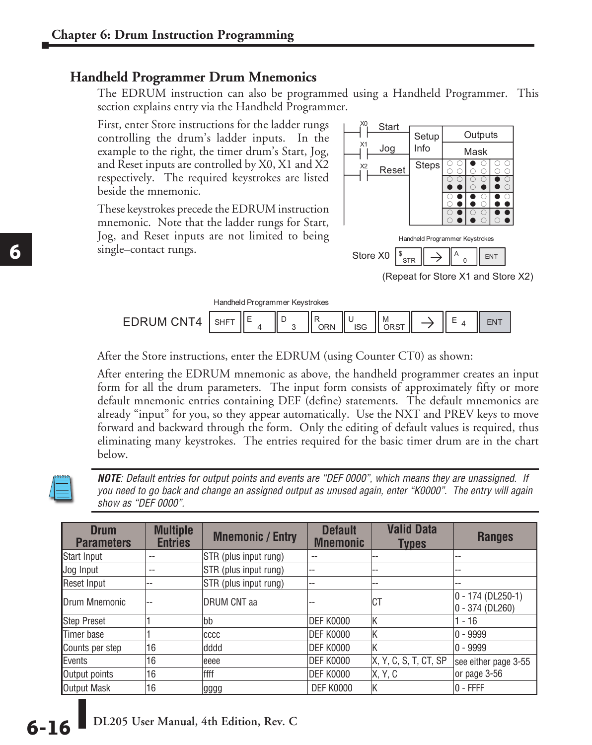## Handheld Programmer Drum Mnemonics

The EDRUM instruction can also be programmed using a Handheld Programmer. This section explains entry via the Handheld Programmer.

First, enter Store instructions for the ladder rungs controlling the drum's ladder inputs. In the example to the right, the timer drum's Start, Jog, and Reset inputs are controlled by X0, X1 and X2 respectively. The required keystrokes are listed beside the mnemonic.

These keystrokes precede the EDRUM instruction mnemonic. Note that the ladder rungs for Start, Jog, and Reset inputs are not limited to being single–contact rungs.

Handheld Programmer Keystrokes

Store X0 | $ STR | → | A 0 | ENT

(Repeat for Store X1 and Store X2)

Handheld Programmer Keystrokes

EDRUM CNT4 | SHFT | E 4 | D 3 | R ORN | U ISG | M ORST | → | E 4 | ENT

After the Store instructions, enter the EDRUM (using Counter CT0) as shown:

After entering the EDRUM mnemonic as above, the handheld programmer creates an input form for all the drum parameters. The input form consists of approximately fifty or more default mnemonic entries containing DEF (define) statements. The default mnemonics are already "input" for you, so they appear automatically. Use the NXT and PREV keys to move forward and backward through the form. Only the editing of default values is required, thus eliminating many keystrokes. The entries required for the basic timer drum are in the chart below.

> ***NOTE***: *Default entries for output points and events are "DEF 0000", which means they are unassigned. If you need to go back and change an assigned output as unused again, enter "K0000". The entry will again show as "DEF 0000".*

| Drum Parameters | Multiple Entries | Mnemonic / Entry | Default Mnemonic | Valid Data Types | Ranges |
|---|---|---|---|---|---|
| Start Input | -- | STR (plus input rung) | -- | -- | -- |
| Jog Input | -- | STR (plus input rung) | -- | -- | -- |
| Reset Input | -- | STR (plus input rung) | -- | -- | -- |
| Drum Mnemonic | -- | DRUM CNT aa | -- | CT | 0 - 174 (DL250-1) 0 - 374 (DL260) |
| Step Preset | 1 | bb | DEF K0000 | K | 1 - 16 |
| Timer base | 1 | cccc | DEF K0000 | K | 0 - 9999 |
| Counts per step | 16 | dddd | DEF K0000 | K | 0 - 9999 |
| Events | 16 | eeee | DEF K0000 | X, Y, C, S, T, CT, SP | see either page 3-55 or page 3-56 |
| Output points | 16 | ffff | DEF K0000 | X, Y, C | |
| Output Mask | 16 | gggg | DEF K0000 | K | 0 - FFFF |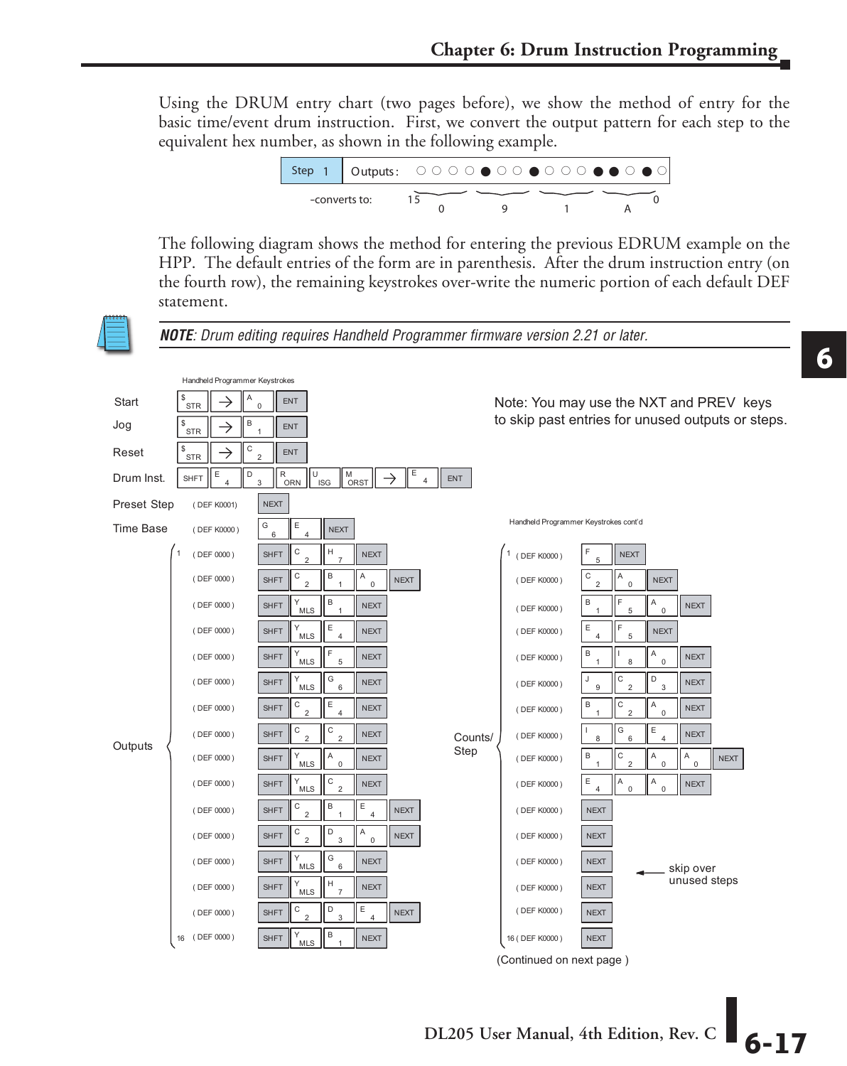Using the DRUM entry chart (two pages before), we show the method of entry for the basic time/event drum instruction. First, we convert the output pattern for each step to the equivalent hex number, as shown in the following example.

| Step 1 | Outputs: ○ ○ ○ ○ ● ○ ○ ● ○ ○ ○ ● ● ○ ● ○ |
|---|---|
| -converts to: | 15 — 0 — 9 — 1 — A — 0 |

The following diagram shows the method for entering the previous EDRUM example on the HPP. The default entries of the form are in parenthesis. After the drum instruction entry (on the fourth row), the remaining keystrokes over-write the numeric portion of each default DEF statement.

***NOTE**: Drum editing requires Handheld Programmer firmware version 2.21 or later.*

Note: You may use the NXT and PREV keys to skip past entries for unused outputs or steps.

**Handheld Programmer Keystrokes**

| Item | Default | Keystrokes |
|---|---|---|
| Start | | $ STR, →, A 0, ENT |
| Jog | | $ STR, →, B 1, ENT |
| Reset | | $ STR, →, C 2, ENT |
| Drum Inst. | | SHFT, E 4, D 3, R ORN, U ISG, M ORST, →, E 4, ENT |
| Preset Step | ( DEF K0001) | NEXT |
| Time Base | ( DEF K0000 ) | G 6, E 4, NEXT |
| Outputs 1 | ( DEF 0000 ) | SHFT, C 2, H 7, NEXT |
| Outputs | ( DEF 0000 ) | SHFT, C 2, B 1, A 0, NEXT |
| Outputs | ( DEF 0000 ) | SHFT, Y MLS, B 1, NEXT |
| Outputs | ( DEF 0000 ) | SHFT, Y MLS, E 4, NEXT |
| Outputs | ( DEF 0000 ) | SHFT, Y MLS, F 5, NEXT |
| Outputs | ( DEF 0000 ) | SHFT, Y MLS, G 6, NEXT |
| Outputs | ( DEF 0000 ) | SHFT, C 2, E 4, NEXT |
| Outputs | ( DEF 0000 ) | SHFT, C 2, C 2, NEXT |
| Outputs | ( DEF 0000 ) | SHFT, Y MLS, A 0, NEXT |
| Outputs | ( DEF 0000 ) | SHFT, Y MLS, C 2, NEXT |
| Outputs | ( DEF 0000 ) | SHFT, C 2, B 1, E 4, NEXT |
| Outputs | ( DEF 0000 ) | SHFT, C 2, D 3, A 0, NEXT |
| Outputs | ( DEF 0000 ) | SHFT, Y MLS, G 6, NEXT |
| Outputs | ( DEF 0000 ) | SHFT, Y MLS, H 7, NEXT |
| Outputs | ( DEF 0000 ) | SHFT, C 2, D 3, E 4, NEXT |
| Outputs 16 | ( DEF 0000 ) | SHFT, Y MLS, B 1, NEXT |

**Handheld Programmer Keystrokes cont'd**

| Item | Default | Keystrokes |
|---|---|---|
| Counts/Step 1 | ( DEF K0000 ) | F 5, NEXT |
| Counts/Step | ( DEF K0000 ) | C 2, A 0, NEXT |
| Counts/Step | ( DEF K0000 ) | B 1, F 5, A 0, NEXT |
| Counts/Step | ( DEF K0000 ) | E 4, F 5, NEXT |
| Counts/Step | ( DEF K0000 ) | B 1, I 8, A 0, NEXT |
| Counts/Step | ( DEF K0000 ) | J 9, C 2, D 3, NEXT |
| Counts/Step | ( DEF K0000 ) | B 1, C 2, A 0, NEXT |
| Counts/Step | ( DEF K0000 ) | I 8, G 6, E 4, NEXT |
| Counts/Step | ( DEF K0000 ) | B 1, C 2, A 0, A 0, NEXT |
| Counts/Step | ( DEF K0000 ) | E 4, A 0, A 0, NEXT |
| Counts/Step | ( DEF K0000 ) | NEXT |
| Counts/Step | ( DEF K0000 ) | NEXT |
| Counts/Step | ( DEF K0000 ) | NEXT (skip over unused steps) |
| Counts/Step | ( DEF K0000 ) | NEXT |
| Counts/Step | ( DEF K0000 ) | NEXT |
| Counts/Step 16 | ( DEF K0000 ) | NEXT |

(Continued on next page )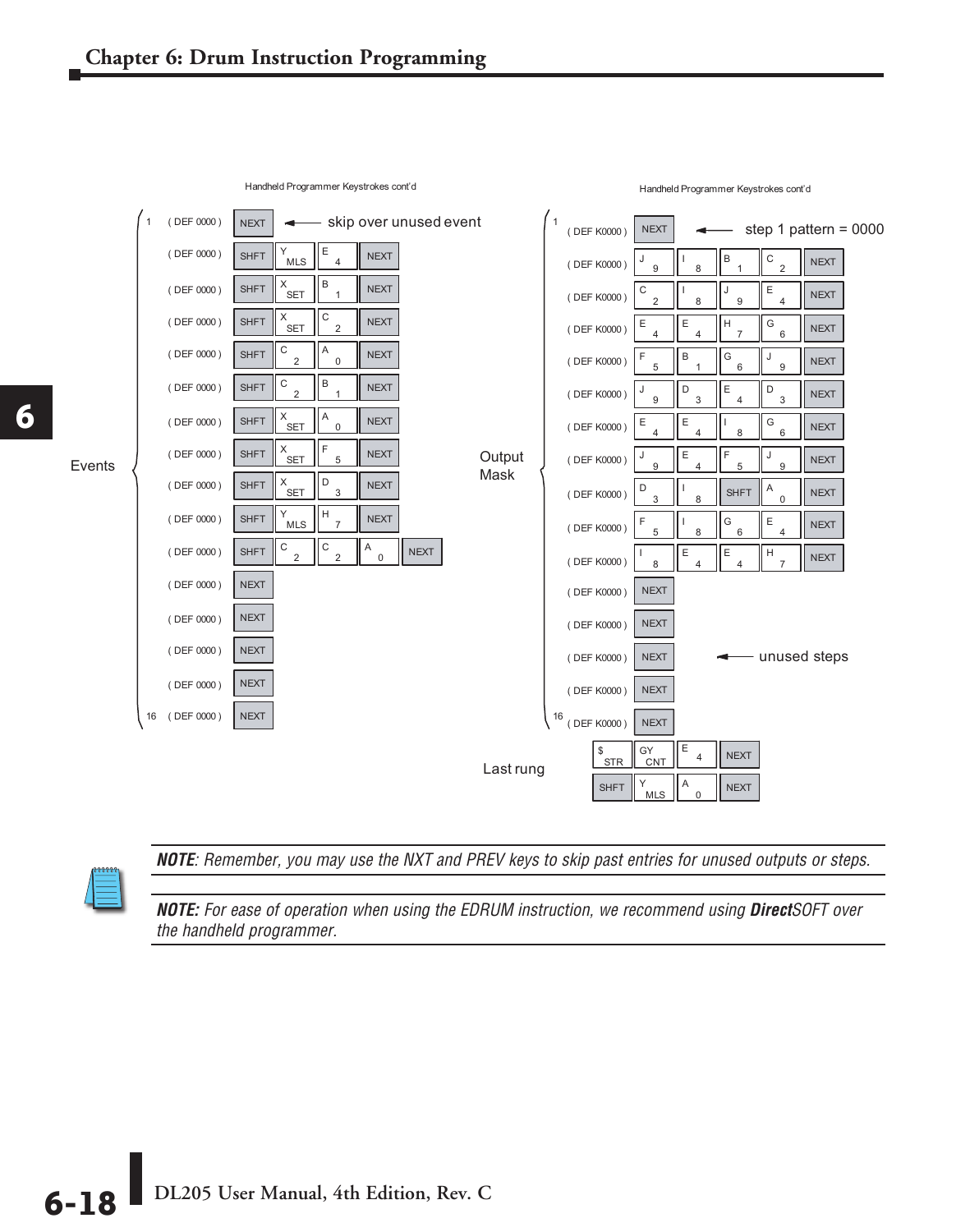Handheld Programmer Keystrokes cont'd

**Events**

| Step | Display | Keystrokes | Comment |
|---|---|---|---|
| 1 | ( DEF 0000 ) | NEXT | skip over unused event |
| | ( DEF 0000 ) | SHFT, Y MLS, E 4, NEXT | |
| | ( DEF 0000 ) | SHFT, X SET, B 1, NEXT | |
| | ( DEF 0000 ) | SHFT, X SET, C 2, NEXT | |
| | ( DEF 0000 ) | SHFT, C 2, A 0, NEXT | |
| | ( DEF 0000 ) | SHFT, C 2, B 1, NEXT | |
| | ( DEF 0000 ) | SHFT, X SET, A 0, NEXT | |
| | ( DEF 0000 ) | SHFT, X SET, F 5, NEXT | |
| | ( DEF 0000 ) | SHFT, X SET, D 3, NEXT | |
| | ( DEF 0000 ) | SHFT, Y MLS, H 7, NEXT | |
| | ( DEF 0000 ) | SHFT, C 2, C 2, A 0, NEXT | |
| | ( DEF 0000 ) | NEXT | |
| | ( DEF 0000 ) | NEXT | |
| | ( DEF 0000 ) | NEXT | |
| | ( DEF 0000 ) | NEXT | |
| 16 | ( DEF 0000 ) | NEXT | |

Handheld Programmer Keystrokes cont'd

**Output Mask**

| Step | Display | Keystrokes | Comment |
|---|---|---|---|
| 1 | ( DEF K0000 ) | NEXT | step 1 pattern = 0000 |
| | ( DEF K0000 ) | J 9, I 8, B 1, C 2, NEXT | |
| | ( DEF K0000 ) | C 2, I 8, J 9, E 4, NEXT | |
| | ( DEF K0000 ) | E 4, E 4, H 7, G 6, NEXT | |
| | ( DEF K0000 ) | F 5, B 1, G 6, J 9, NEXT | |
| | ( DEF K0000 ) | J 9, D 3, E 4, D 3, NEXT | |
| | ( DEF K0000 ) | E 4, E 4, I 8, G 6, NEXT | |
| | ( DEF K0000 ) | J 9, E 4, F 5, J 9, NEXT | |
| | ( DEF K0000 ) | D 3, I 8, SHFT, A 0, NEXT | |
| | ( DEF K0000 ) | F 5, I 8, G 6, E 4, NEXT | |
| | ( DEF K0000 ) | I 8, E 4, E 4, H 7, NEXT | |
| | ( DEF K0000 ) | NEXT | |
| | ( DEF K0000 ) | NEXT | |
| | ( DEF K0000 ) | NEXT | unused steps |
| | ( DEF K0000 ) | NEXT | |
| 16 | ( DEF K0000 ) | NEXT | |

**Last rung**

| Keystrokes |
|---|
| $ STR, GY CNT, E 4, NEXT |
| SHFT, Y MLS, A 0, NEXT |

*NOTE: Remember, you may use the NXT and PREV keys to skip past entries for unused outputs or steps.*

*NOTE: For ease of operation when using the EDRUM instruction, we recommend using **Direct**SOFT over the handheld programmer.*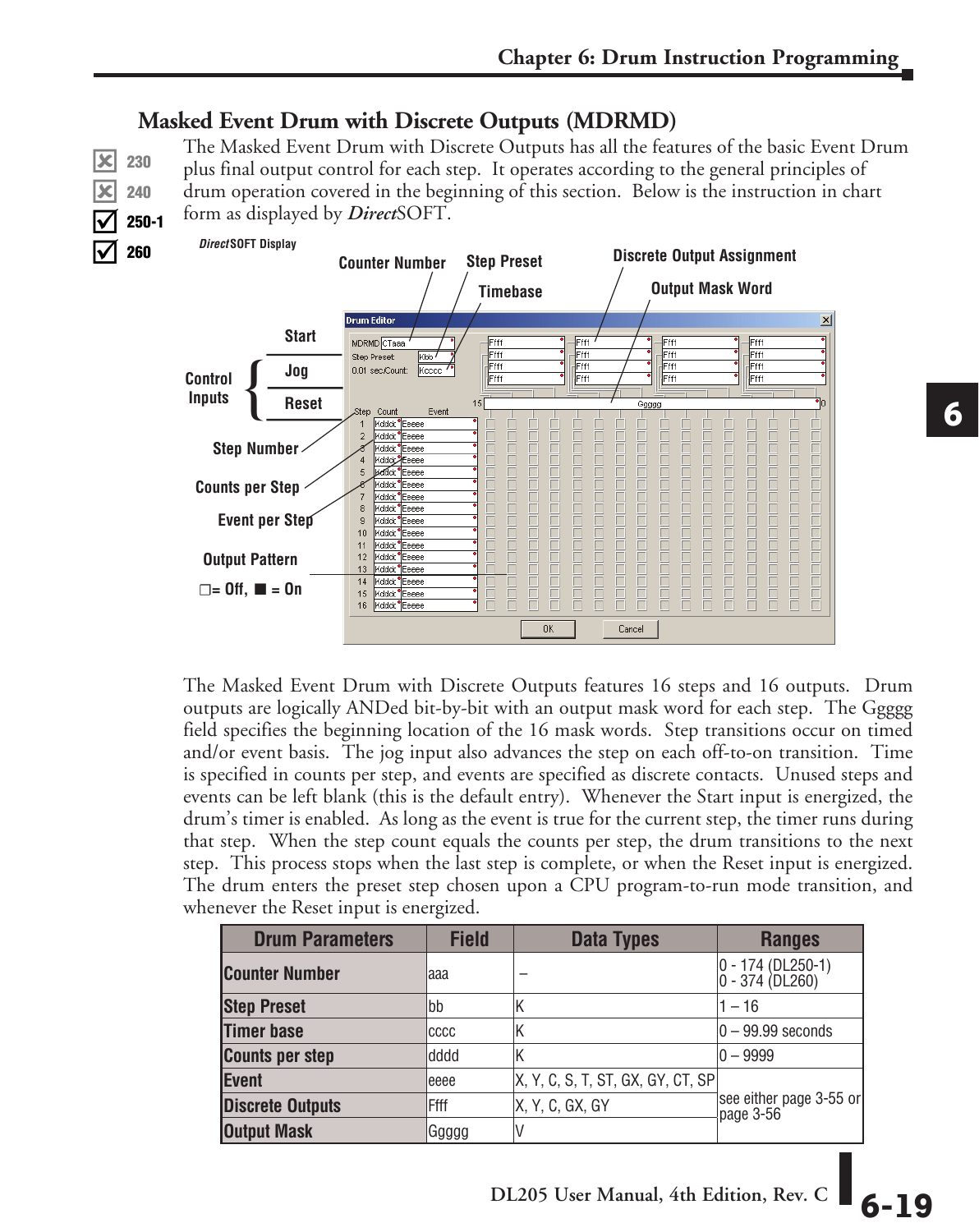## Masked Event Drum with Discrete Outputs (MDRMD)

230 ✗
240 ✗
250-1 ✓
260 ✓

The Masked Event Drum with Discrete Outputs has all the features of the basic Event Drum plus final output control for each step. It operates according to the general principles of drum operation covered in the beginning of this section. Below is the instruction in chart form as displayed by *Direct*SOFT.

*Direct*SOFT Display

The Masked Event Drum with Discrete Outputs features 16 steps and 16 outputs. Drum outputs are logically ANDed bit-by-bit with an output mask word for each step. The Ggggg field specifies the beginning location of the 16 mask words. Step transitions occur on timed and/or event basis. The jog input also advances the step on each off-to-on transition. Time is specified in counts per step, and events are specified as discrete contacts. Unused steps and events can be left blank (this is the default entry). Whenever the Start input is energized, the drum's timer is enabled. As long as the event is true for the current step, the timer runs during that step. When the step count equals the counts per step, the drum transitions to the next step. This process stops when the last step is complete, or when the Reset input is energized. The drum enters the preset step chosen upon a CPU program-to-run mode transition, and whenever the Reset input is energized.

| Drum Parameters | Field | Data Types | Ranges |
|---|---|---|---|
| Counter Number | aaa | – | 0 - 174 (DL250-1)<br>0 - 374 (DL260) |
| Step Preset | bb | K | 1 – 16 |
| Timer base | cccc | K | 0 – 99.99 seconds |
| Counts per step | dddd | K | 0 – 9999 |
| Event | eeee | X, Y, C, S, T, ST, GX, GY, CT, SP | see either page 3-55 or page 3-56 |
| Discrete Outputs | Ffff | X, Y, C, GX, GY | |
| Output Mask | Ggggg | V | |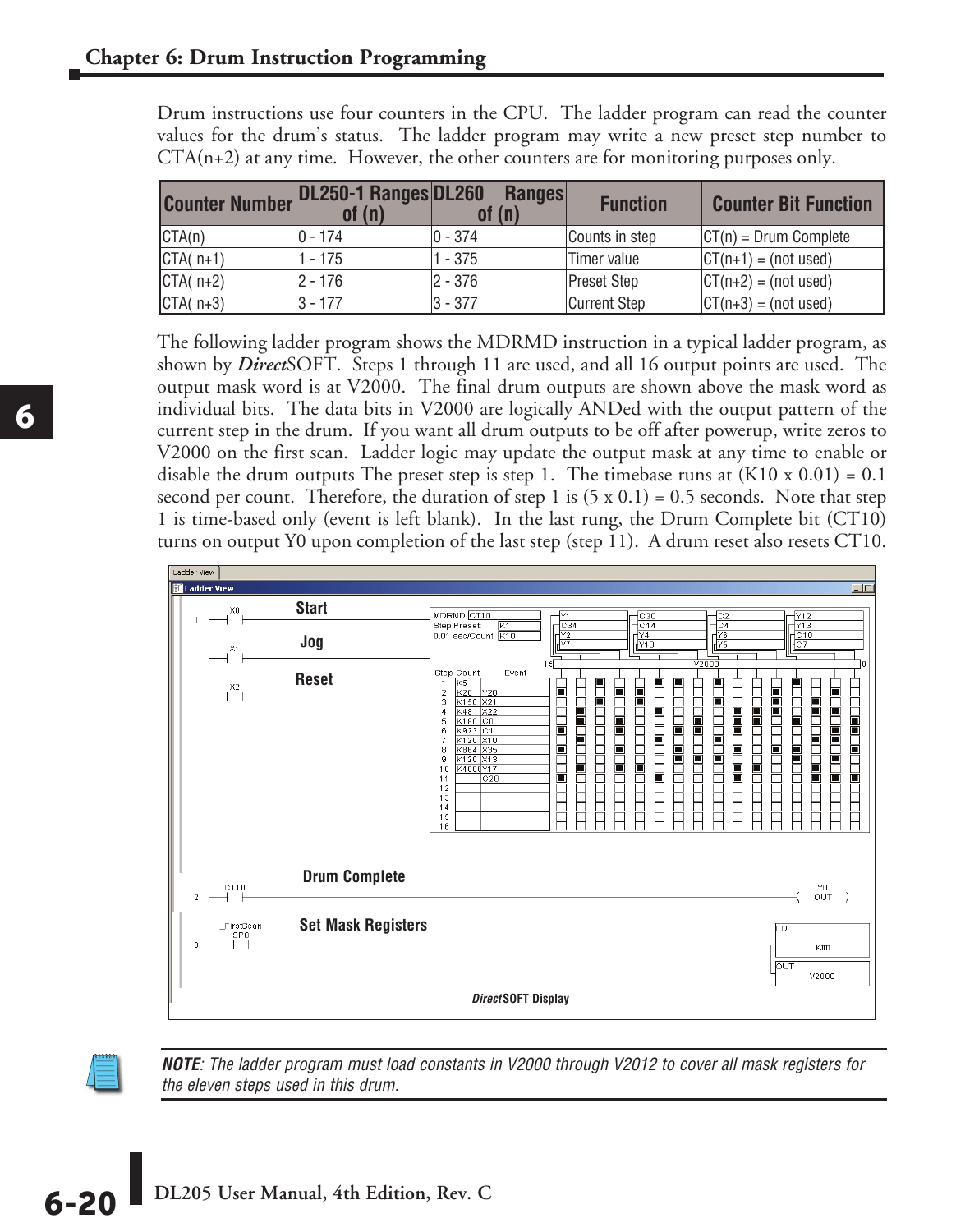Drum instructions use four counters in the CPU. The ladder program can read the counter values for the drum's status. The ladder program may write a new preset step number to CTA(n+2) at any time. However, the other counters are for monitoring purposes only.

| Counter Number | DL250-1 Ranges of (n) | DL260 Ranges of (n) | Function | Counter Bit Function |
|---|---|---|---|---|
| CTA(n) | 0 - 174 | 0 - 374 | Counts in step | CT(n) = Drum Complete |
| CTA( n+1) | 1 - 175 | 1 - 375 | Timer value | CT(n+1) = (not used) |
| CTA( n+2) | 2 - 176 | 2 - 376 | Preset Step | CT(n+2) = (not used) |
| CTA( n+3) | 3 - 177 | 3 - 377 | Current Step | CT(n+3) = (not used) |

The following ladder program shows the MDRMD instruction in a typical ladder program, as shown by ***Direct*****SOFT**. Steps 1 through 11 are used, and all 16 output points are used. The output mask word is at V2000. The final drum outputs are shown above the mask word as individual bits. The data bits in V2000 are logically ANDed with the output pattern of the current step in the drum. If you want all drum outputs to be off after powerup, write zeros to V2000 on the first scan. Ladder logic may update the output mask at any time to enable or disable the drum outputs The preset step is step 1. The timebase runs at (K10 x 0.01) = 0.1 second per count. Therefore, the duration of step 1 is (5 x 0.1) = 0.5 seconds. Note that step 1 is time-based only (event is left blank). In the last rung, the Drum Complete bit (CT10) turns on output Y0 upon completion of the last step (step 11). A drum reset also resets CT10.

***Direct*****SOFT Display**

***NOTE***: *The ladder program must load constants in V2000 through V2012 to cover all mask registers for the eleven steps used in this drum.*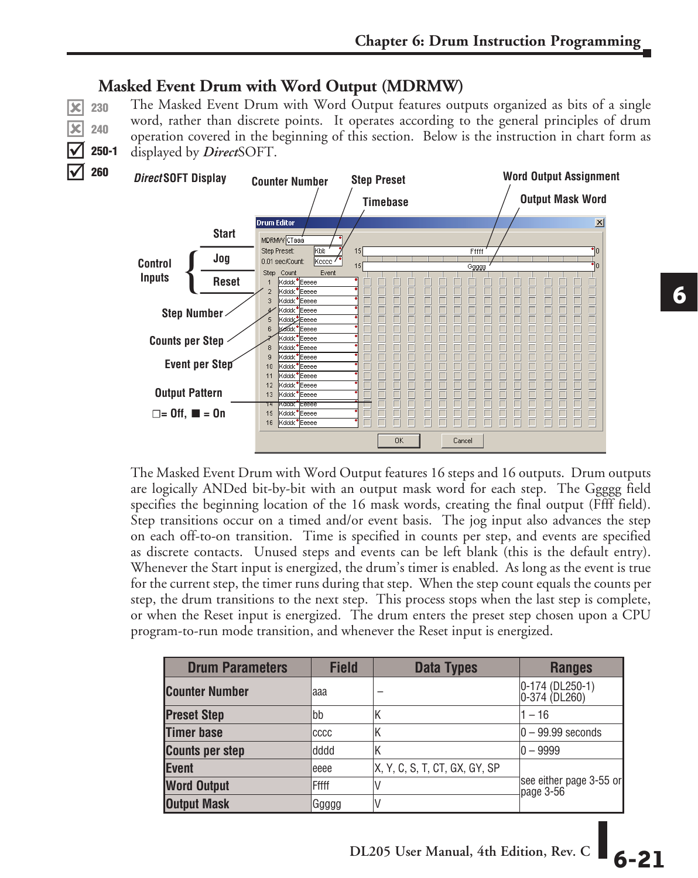## Masked Event Drum with Word Output (MDRMW)

☒ 230
☒ 240
☑ 250-1
☑ 260

The Masked Event Drum with Word Output features outputs organized as bits of a single word, rather than discrete points. It operates according to the general principles of drum operation covered in the beginning of this section. Below is the instruction in chart form as displayed by *Direct*SOFT.

The Masked Event Drum with Word Output features 16 steps and 16 outputs. Drum outputs are logically ANDed bit-by-bit with an output mask word for each step. The Ggggg field specifies the beginning location of the 16 mask words, creating the final output (Ffff field). Step transitions occur on a timed and/or event basis. The jog input also advances the step on each off-to-on transition. Time is specified in counts per step, and events are specified as discrete contacts. Unused steps and events can be left blank (this is the default entry). Whenever the Start input is energized, the drum's timer is enabled. As long as the event is true for the current step, the timer runs during that step. When the step count equals the counts per step, the drum transitions to the next step. This process stops when the last step is complete, or when the Reset input is energized. The drum enters the preset step chosen upon a CPU program-to-run mode transition, and whenever the Reset input is energized.

| Drum Parameters | Field | Data Types | Ranges |
|---|---|---|---|
| Counter Number | aaa | – | 0-174 (DL250-1)<br>0-374 (DL260) |
| Preset Step | bb | K | 1 – 16 |
| Timer base | cccc | K | 0 – 99.99 seconds |
| Counts per step | dddd | K | 0 – 9999 |
| Event | eeee | X, Y, C, S, T, CT, GX, GY, SP | see either page 3-55 or page 3-56 |
| Word Output | Fffff | V | |
| Output Mask | Ggggg | V | |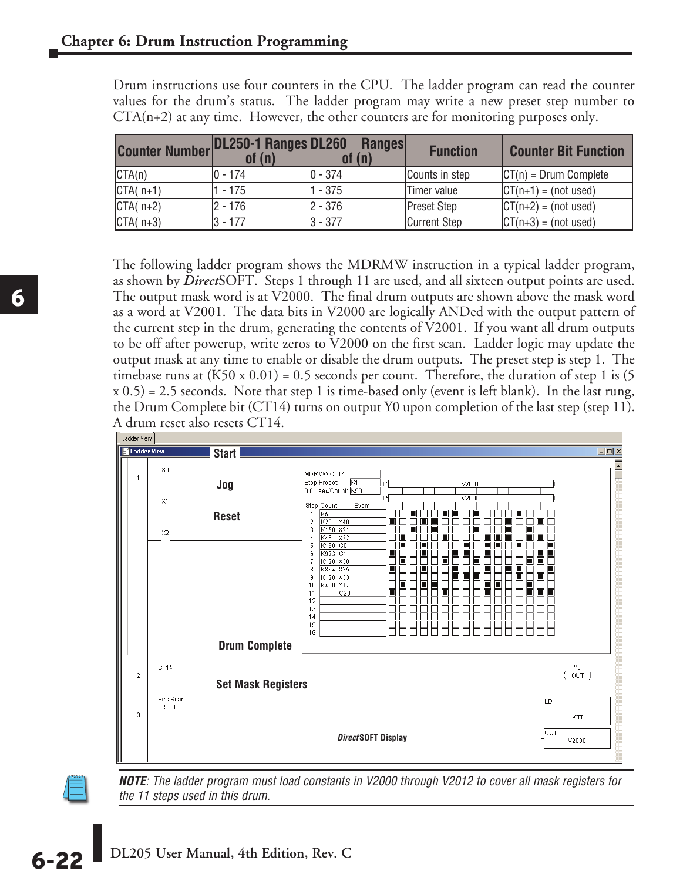Drum instructions use four counters in the CPU. The ladder program can read the counter values for the drum's status. The ladder program may write a new preset step number to CTA(n+2) at any time. However, the other counters are for monitoring purposes only.

| Counter Number | DL250-1 Ranges of (n) | DL260 Ranges of (n) | Function | Counter Bit Function |
|---|---|---|---|---|
| CTA(n) | 0 - 174 | 0 - 374 | Counts in step | CT(n) = Drum Complete |
| CTA( n+1) | 1 - 175 | 1 - 375 | Timer value | CT(n+1) = (not used) |
| CTA( n+2) | 2 - 176 | 2 - 376 | Preset Step | CT(n+2) = (not used) |
| CTA( n+3) | 3 - 177 | 3 - 377 | Current Step | CT(n+3) = (not used) |

The following ladder program shows the MDRMW instruction in a typical ladder program, as shown by ***Direct***SOFT. Steps 1 through 11 are used, and all sixteen output points are used. The output mask word is at V2000. The final drum outputs are shown above the mask word as a word at V2001. The data bits in V2000 are logically ANDed with the output pattern of the current step in the drum, generating the contents of V2001. If you want all drum outputs to be off after powerup, write zeros to V2000 on the first scan. Ladder logic may update the output mask at any time to enable or disable the drum outputs. The preset step is step 1. The timebase runs at (K50 x 0.01) = 0.5 seconds per count. Therefore, the duration of step 1 is (5 x 0.5) = 2.5 seconds. Note that step 1 is time-based only (event is left blank). In the last rung, the Drum Complete bit (CT14) turns on output Y0 upon completion of the last step (step 11). A drum reset also resets CT14.

Ladder View

Start

X0

Jog

X1

Reset

X2

MDRMW CT14

Step Preset K1

0.01 sec/Count K50

15 V2001 0

15 V2000 0

| Step | Count | Event |
|---|---|---|
| 1 | K5 | |
| 2 | K20 | Y40 |
| 3 | K150 | X21 |
| 4 | K48 | X22 |
| 5 | K180 | C0 |
| 6 | K923 | C1 |
| 7 | K120 | X30 |
| 8 | K864 | X35 |
| 9 | K120 | X33 |
| 10 | K4000 | Y17 |
| 11 | | C20 |
| 12 | | |
| 13 | | |
| 14 | | |
| 15 | | |
| 16 | | |

Drum Complete

CT14 Y0 OUT

Set Mask Registers

_FirstScan SP0

LD Kffff

OUT V2000

***Direct*****SOFT Display**

***NOTE****: The ladder program must load constants in V2000 through V2012 to cover all mask registers for the 11 steps used in this drum.*